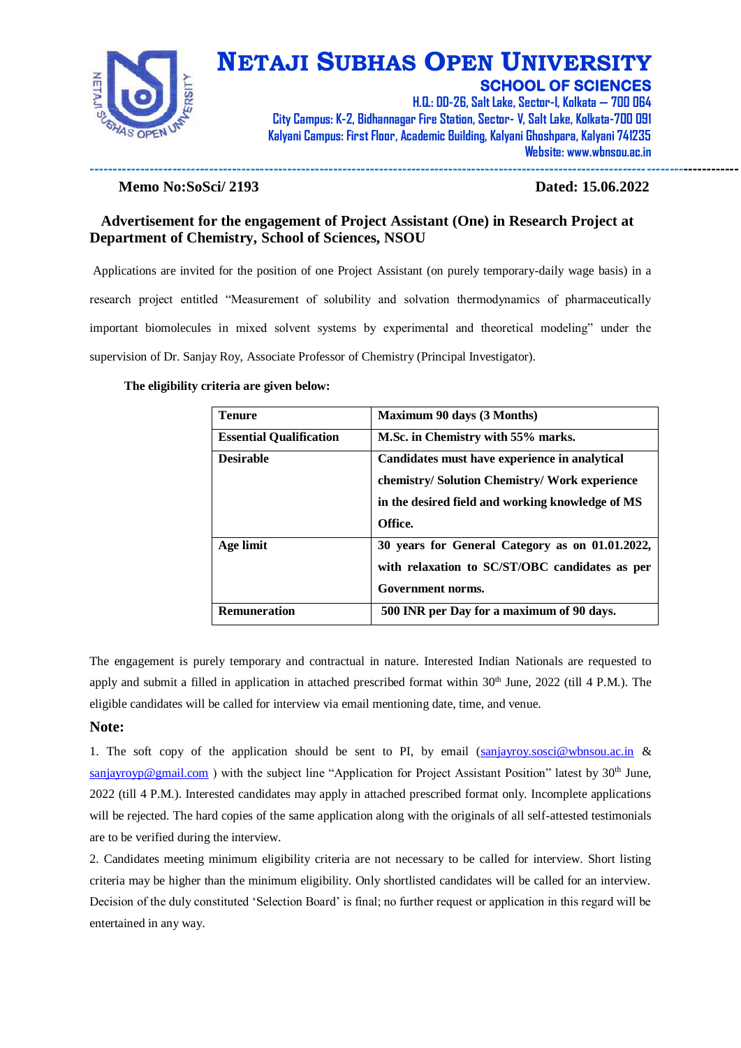# NETAJI SUBHAS OPEN UNIVERSITY

## SCHOOL OF SCIENCES

H.Q.: DD-26, Salt Lake, Sector-I, Kolkata – 700 064
City Campus: K-2, Bidhannagar Fire Station, Sector- V, Salt Lake, Kolkata-700 091
Kalyani Campus: First Floor, Academic Building, Kalyani Ghoshpara, Kalyani 741235
Website: www.wbnsou.ac.in

**Memo No:SoSci/ 2193** **Dated: 15.06.2022**

### Advertisement for the engagement of Project Assistant (One) in Research Project at Department of Chemistry, School of Sciences, NSOU

Applications are invited for the position of one Project Assistant (on purely temporary-daily wage basis) in a research project entitled "Measurement of solubility and solvation thermodynamics of pharmaceutically important biomolecules in mixed solvent systems by experimental and theoretical modeling" under the supervision of Dr. Sanjay Roy, Associate Professor of Chemistry (Principal Investigator).

**The eligibility criteria are given below:**

| | |
|---|---|
| **Tenure** | **Maximum 90 days (3 Months)** |
| **Essential Qualification** | **M.Sc. in Chemistry with 55% marks.** |
| **Desirable** | **Candidates must have experience in analytical chemistry/ Solution Chemistry/ Work experience in the desired field and working knowledge of MS Office.** |
| **Age limit** | **30 years for General Category as on 01.01.2022, with relaxation to SC/ST/OBC candidates as per Government norms.** |
| **Remuneration** | **500 INR per Day for a maximum of 90 days.** |

The engagement is purely temporary and contractual in nature. Interested Indian Nationals are requested to apply and submit a filled in application in attached prescribed format within 30th June, 2022 (till 4 P.M.). The eligible candidates will be called for interview via email mentioning date, time, and venue.

**Note:**

1. The soft copy of the application should be sent to PI, by email (sanjayroy.sosci@wbnsou.ac.in & sanjayroyp@gmail.com ) with the subject line "Application for Project Assistant Position" latest by 30th June, 2022 (till 4 P.M.). Interested candidates may apply in attached prescribed format only. Incomplete applications will be rejected. The hard copies of the same application along with the originals of all self-attested testimonials are to be verified during the interview.

2. Candidates meeting minimum eligibility criteria are not necessary to be called for interview. Short listing criteria may be higher than the minimum eligibility. Only shortlisted candidates will be called for an interview. Decision of the duly constituted 'Selection Board' is final; no further request or application in this regard will be entertained in any way.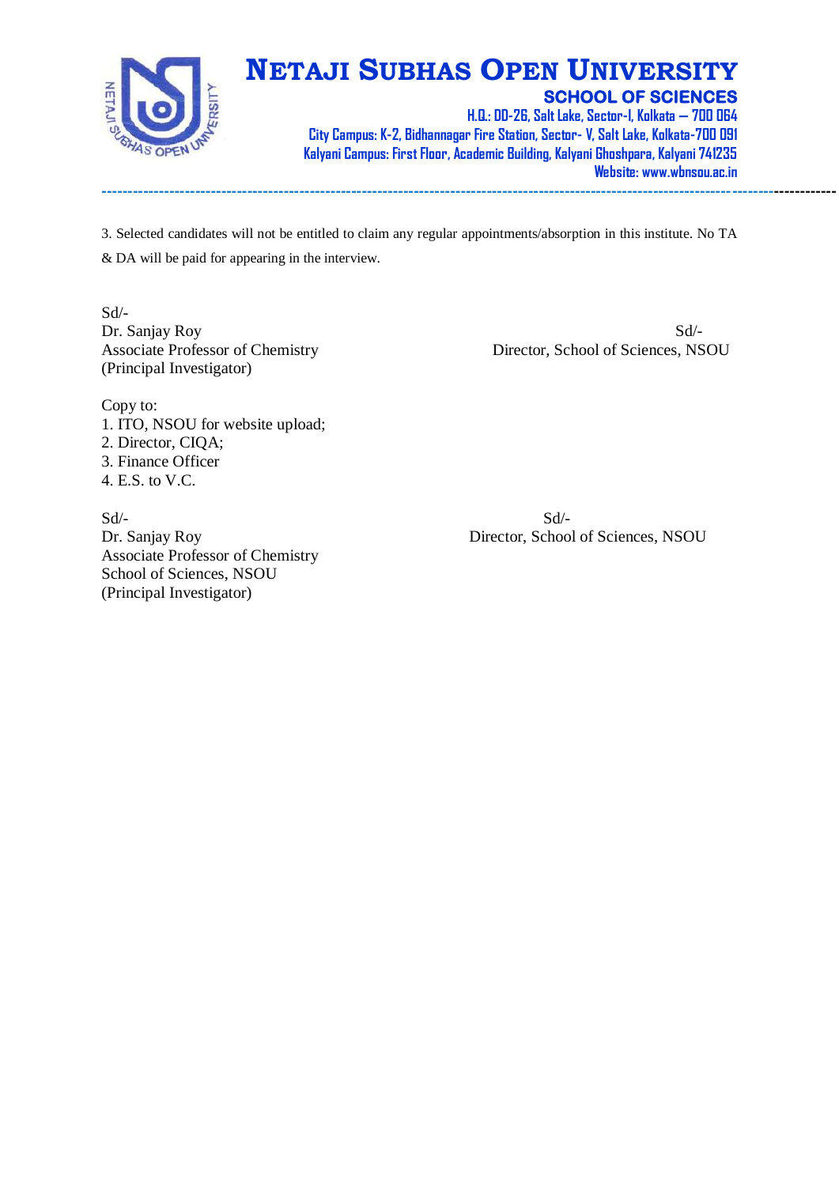# NETAJI SUBHAS OPEN UNIVERSITY

## SCHOOL OF SCIENCES

**H.Q.: DD-26, Salt Lake, Sector-I, Kolkata – 700 064**
**City Campus: K-2, Bidhannagar Fire Station, Sector- V, Salt Lake, Kolkata-700 091**
**Kalyani Campus: First Floor, Academic Building, Kalyani Ghoshpara, Kalyani 741235**
**Website: www.wbnsou.ac.in**

---

3. Selected candidates will not be entitled to claim any regular appointments/absorption in this institute. No TA & DA will be paid for appearing in the interview.

Sd/-
Dr. Sanjay Roy
Associate Professor of Chemistry
(Principal Investigator)

Sd/-
Director, School of Sciences, NSOU

Copy to:
1. ITO, NSOU for website upload;
2. Director, CIQA;
3. Finance Officer
4. E.S. to V.C.

Sd/-
Dr. Sanjay Roy
Associate Professor of Chemistry
School of Sciences, NSOU
(Principal Investigator)

Sd/-
Director, School of Sciences, NSOU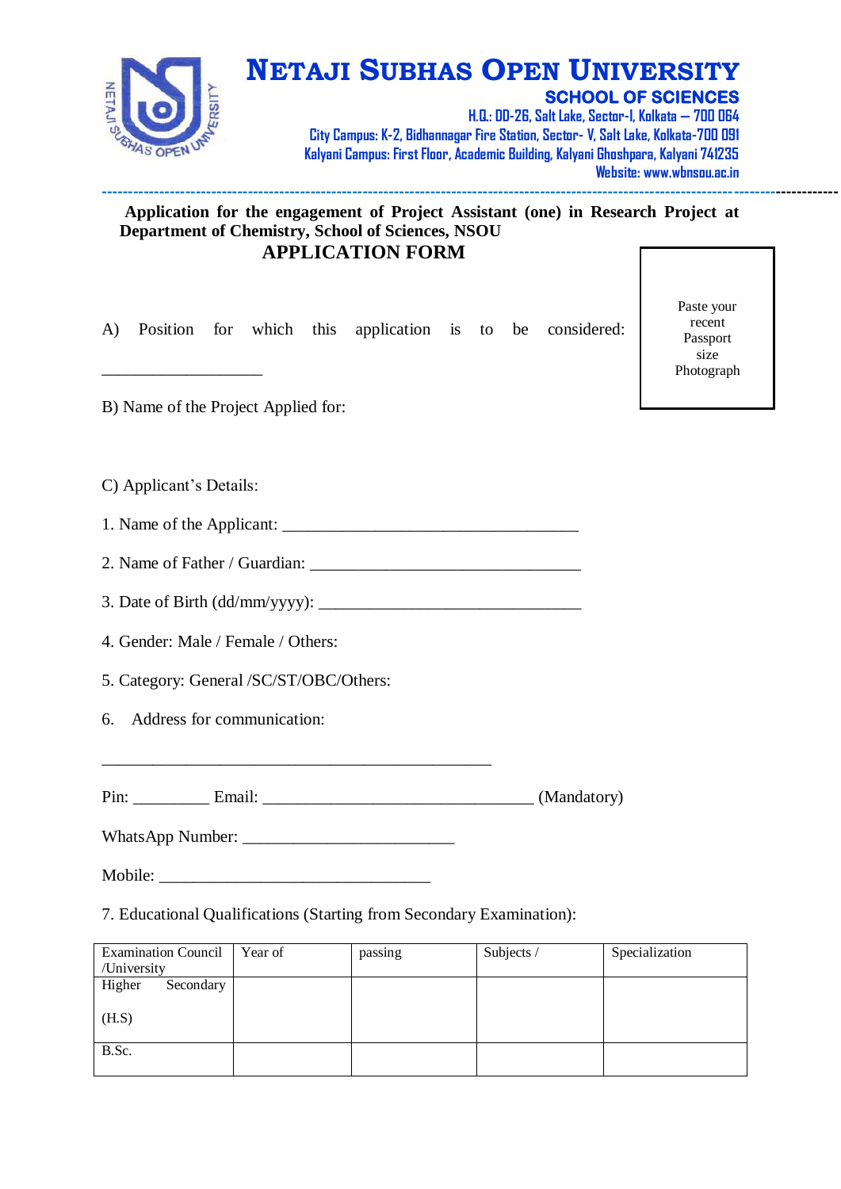# NETAJI SUBHAS OPEN UNIVERSITY

## SCHOOL OF SCIENCES

H.Q.: DD-26, Salt Lake, Sector-I, Kolkata – 700 064
City Campus: K-2, Bidhannagar Fire Station, Sector- V, Salt Lake, Kolkata-700 091
Kalyani Campus: First Floor, Academic Building, Kalyani Ghoshpara, Kalyani 741235
Website: www.wbnsou.ac.in

---

**Application for the engagement of Project Assistant (one) in Research Project at Department of Chemistry, School of Sciences, NSOU**

**APPLICATION FORM**

Paste your recent Passport size Photograph

A) Position for which this application is to be considered: ___________________

B) Name of the Project Applied for:

C) Applicant's Details:

1. Name of the Applicant: ___________________________________

2. Name of Father / Guardian: _______________________________

3. Date of Birth (dd/mm/yyyy): ______________________________

4. Gender: Male / Female / Others:

5. Category: General /SC/ST/OBC/Others:

6. Address for communication:

_____________________________________________

Pin: _________ Email: ________________________________ (Mandatory)

WhatsApp Number: ________________________

Mobile: _______________________________

7. Educational Qualifications (Starting from Secondary Examination):

| Examination Council /University | Year of | passing | Subjects / | Specialization |
|---|---|---|---|---|
| Higher Secondary (H.S) | | | | |
| B.Sc. | | | | |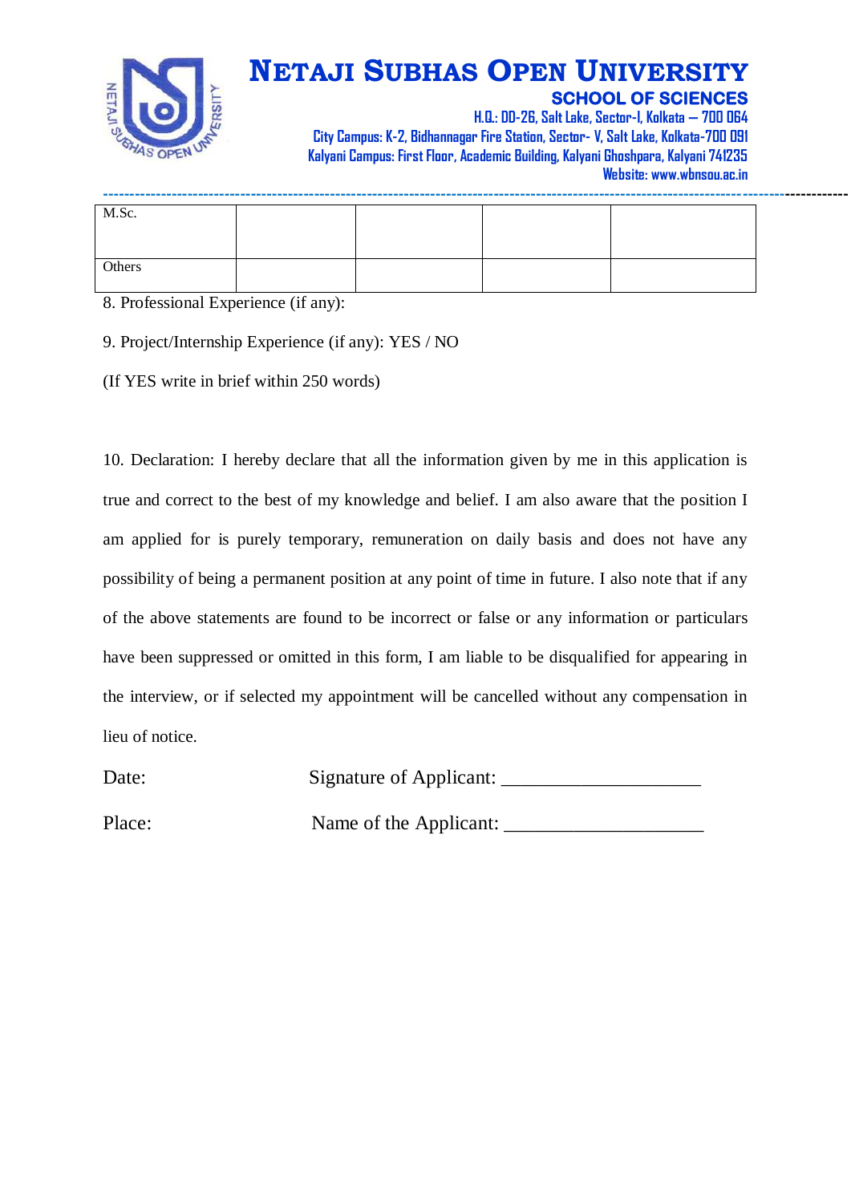# NETAJI SUBHAS OPEN UNIVERSITY

## SCHOOL OF SCIENCES

H.Q.: DD-26, Salt Lake, Sector-I, Kolkata – 700 064
City Campus: K-2, Bidhannagar Fire Station, Sector- V, Salt Lake, Kolkata-700 091
Kalyani Campus: First Floor, Academic Building, Kalyani Ghoshpara, Kalyani 741235
Website: www.wbnsou.ac.in

| | | | | |
|---|---|---|---|---|
| M.Sc. | | | | |
| Others | | | | |

8. Professional Experience (if any):

9. Project/Internship Experience (if any): YES / NO

(If YES write in brief within 250 words)

10. Declaration: I hereby declare that all the information given by me in this application is true and correct to the best of my knowledge and belief. I am also aware that the position I am applied for is purely temporary, remuneration on daily basis and does not have any possibility of being a permanent position at any point of time in future. I also note that if any of the above statements are found to be incorrect or false or any information or particulars have been suppressed or omitted in this form, I am liable to be disqualified for appearing in the interview, or if selected my appointment will be cancelled without any compensation in lieu of notice.

Date: Signature of Applicant: ____________________

Place: Name of the Applicant: ____________________